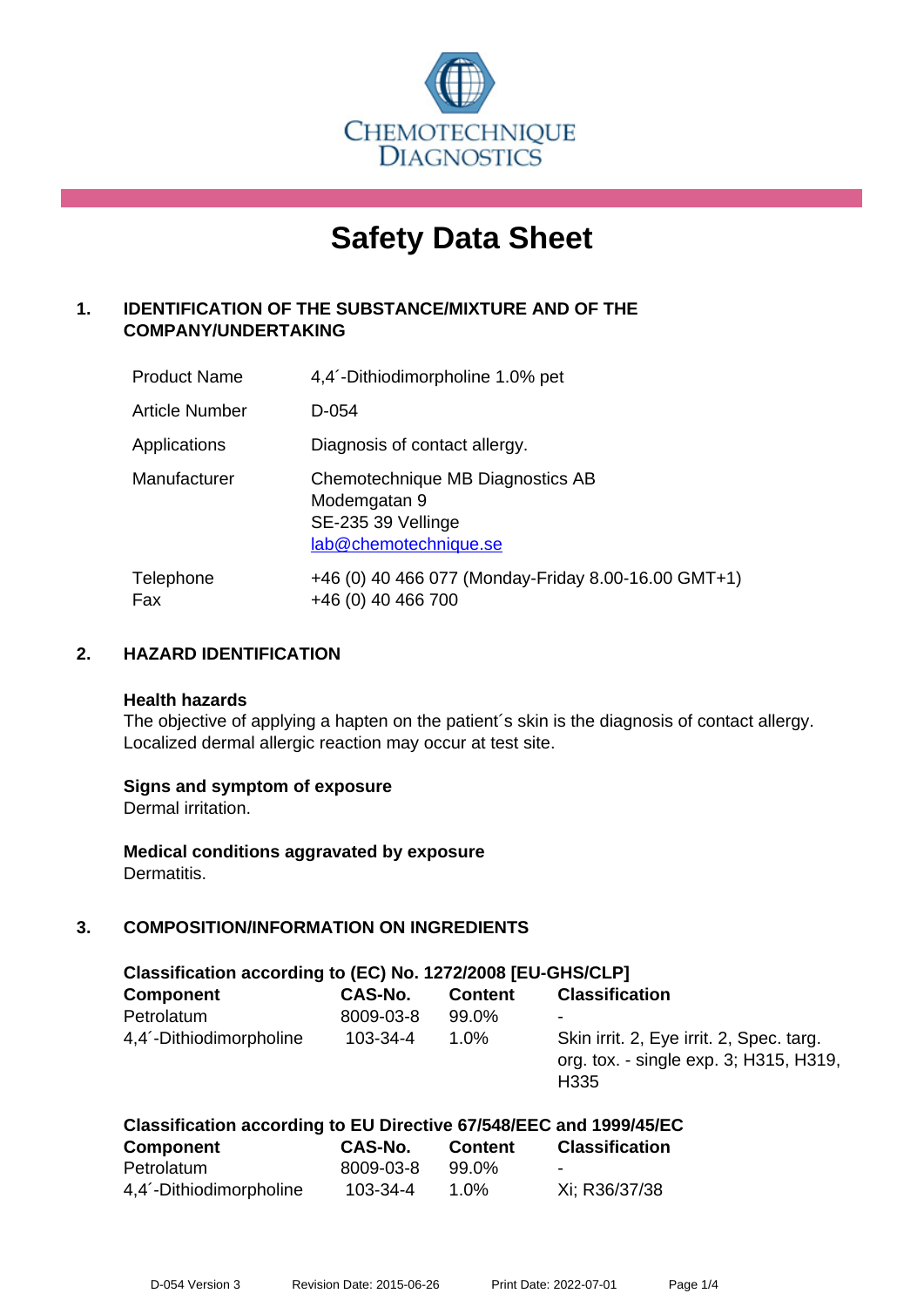CHEMOTECHNIQUE DIAGNOSTICS

# Safety Data Sheet

## 1. IDENTIFICATION OF THE SUBSTANCE/MIXTURE AND OF THE COMPANY/UNDERTAKING

| | |
|---|---|
| Product Name | 4,4´-Dithiodimorpholine 1.0% pet |
| Article Number | D-054 |
| Applications | Diagnosis of contact allergy. |
| Manufacturer | Chemotechnique MB Diagnostics AB<br>Modemgatan 9<br>SE-235 39 Vellinge<br>lab@chemotechnique.se |
| Telephone<br>Fax | +46 (0) 40 466 077 (Monday-Friday 8.00-16.00 GMT+1)<br>+46 (0) 40 466 700 |

## 2. HAZARD IDENTIFICATION

**Health hazards**
The objective of applying a hapten on the patient´s skin is the diagnosis of contact allergy. Localized dermal allergic reaction may occur at test site.

**Signs and symptom of exposure**
Dermal irritation.

**Medical conditions aggravated by exposure**
Dermatitis.

## 3. COMPOSITION/INFORMATION ON INGREDIENTS

**Classification according to (EC) No. 1272/2008 [EU-GHS/CLP]**

| Component | CAS-No. | Content | Classification |
|---|---|---|---|
| Petrolatum | 8009-03-8 | 99.0% | - |
| 4,4´-Dithiodimorpholine | 103-34-4 | 1.0% | Skin irrit. 2, Eye irrit. 2, Spec. targ. org. tox. - single exp. 3; H315, H319, H335 |

**Classification according to EU Directive 67/548/EEC and 1999/45/EC**

| Component | CAS-No. | Content | Classification |
|---|---|---|---|
| Petrolatum | 8009-03-8 | 99.0% | - |
| 4,4´-Dithiodimorpholine | 103-34-4 | 1.0% | Xi; R36/37/38 |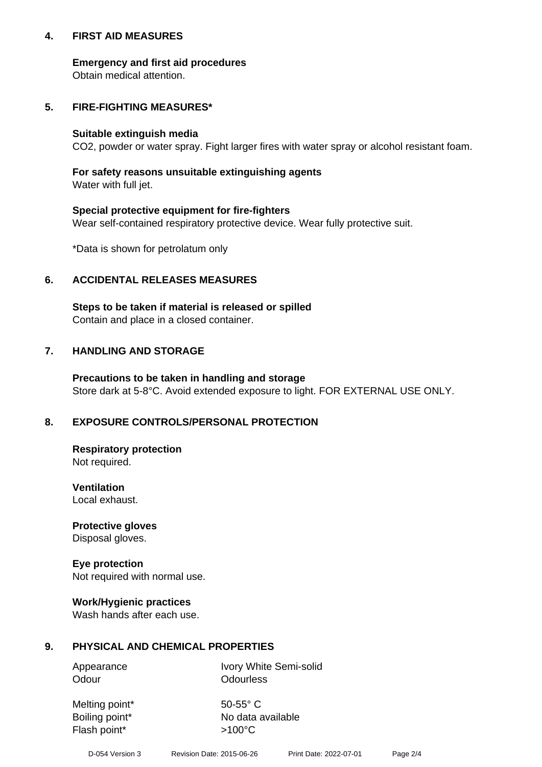## 4. FIRST AID MEASURES

**Emergency and first aid procedures**
Obtain medical attention.

## 5. FIRE-FIGHTING MEASURES*

**Suitable extinguish media**
$CO_2$, powder or water spray. Fight larger fires with water spray or alcohol resistant foam.

**For safety reasons unsuitable extinguishing agents**
Water with full jet.

**Special protective equipment for fire-fighters**
Wear self-contained respiratory protective device. Wear fully protective suit.

*Data is shown for petrolatum only

## 6. ACCIDENTAL RELEASES MEASURES

**Steps to be taken if material is released or spilled**
Contain and place in a closed container.

## 7. HANDLING AND STORAGE

**Precautions to be taken in handling and storage**
Store dark at 5-8°C. Avoid extended exposure to light. FOR EXTERNAL USE ONLY.

## 8. EXPOSURE CONTROLS/PERSONAL PROTECTION

**Respiratory protection**
Not required.

**Ventilation**
Local exhaust.

**Protective gloves**
Disposal gloves.

**Eye protection**
Not required with normal use.

**Work/Hygienic practices**
Wash hands after each use.

## 9. PHYSICAL AND CHEMICAL PROPERTIES

| | |
|---|---|
| Appearance | Ivory White Semi-solid |
| Odour | Odourless |
| Melting point* | 50-55° C |
| Boiling point* | No data available |
| Flash point* | >100°C |

D-054 Version 3 Revision Date: 2015-06-26 Print Date: 2022-07-01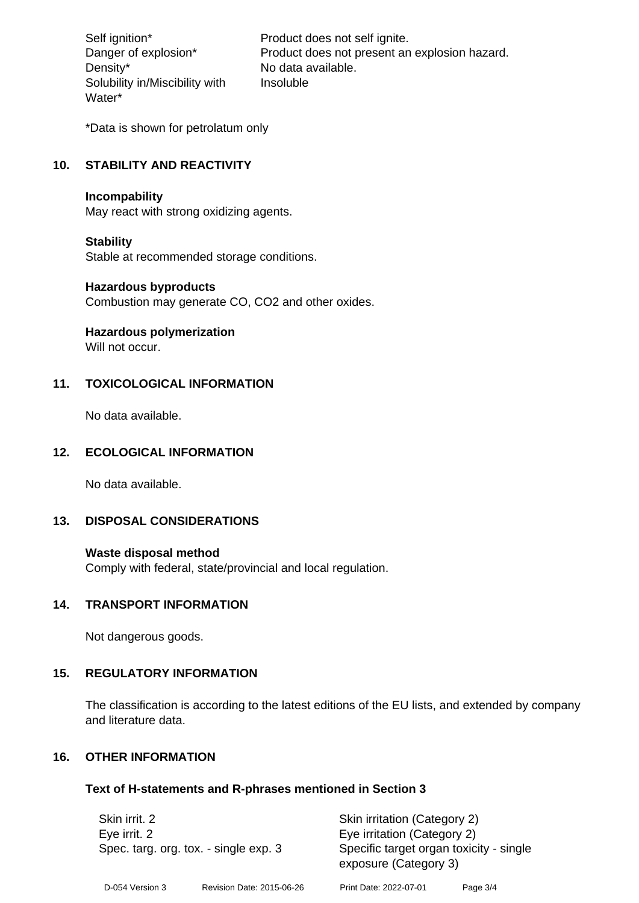| | |
|---|---|
| Self ignition* | Product does not self ignite. |
| Danger of explosion* | Product does not present an explosion hazard. |
| Density* | No data available. |
| Solubility in/Miscibility with Water* | Insoluble |

*Data is shown for petrolatum only

## 10. STABILITY AND REACTIVITY

**Incompability**
May react with strong oxidizing agents.

**Stability**
Stable at recommended storage conditions.

**Hazardous byproducts**
Combustion may generate CO, $CO_2$ and other oxides.

**Hazardous polymerization**
Will not occur.

## 11. TOXICOLOGICAL INFORMATION

No data available.

## 12. ECOLOGICAL INFORMATION

No data available.

## 13. DISPOSAL CONSIDERATIONS

**Waste disposal method**
Comply with federal, state/provincial and local regulation.

## 14. TRANSPORT INFORMATION

Not dangerous goods.

## 15. REGULATORY INFORMATION

The classification is according to the latest editions of the EU lists, and extended by company and literature data.

## 16. OTHER INFORMATION

**Text of H-statements and R-phrases mentioned in Section 3**

| | |
|---|---|
| Skin irrit. 2 | Skin irritation (Category 2) |
| Eye irrit. 2 | Eye irritation (Category 2) |
| Spec. targ. org. tox. - single exp. 3 | Specific target organ toxicity - single exposure (Category 3) |

D-054 Version 3 Revision Date: 2015-06-26 Print Date: 2022-07-01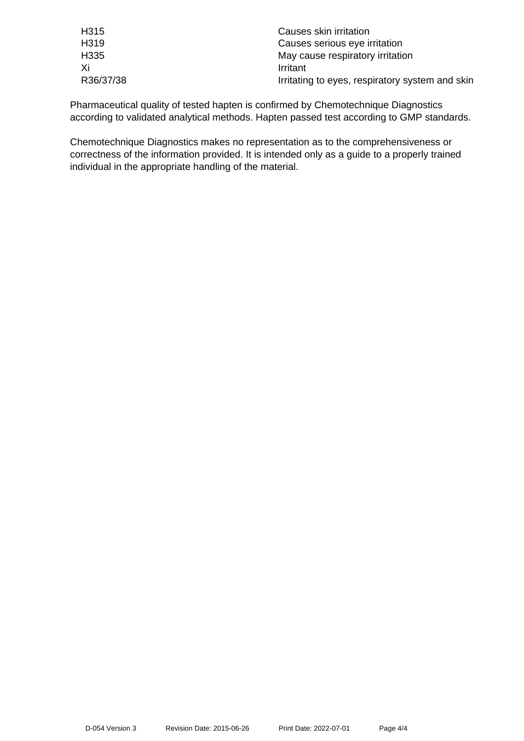| | |
|---|---|
| H315 | Causes skin irritation |
| H319 | Causes serious eye irritation |
| H335 | May cause respiratory irritation |
| Xi | Irritant |
| R36/37/38 | Irritating to eyes, respiratory system and skin |

Pharmaceutical quality of tested hapten is confirmed by Chemotechnique Diagnostics according to validated analytical methods. Hapten passed test according to GMP standards.

Chemotechnique Diagnostics makes no representation as to the comprehensiveness or correctness of the information provided. It is intended only as a guide to a properly trained individual in the appropriate handling of the material.